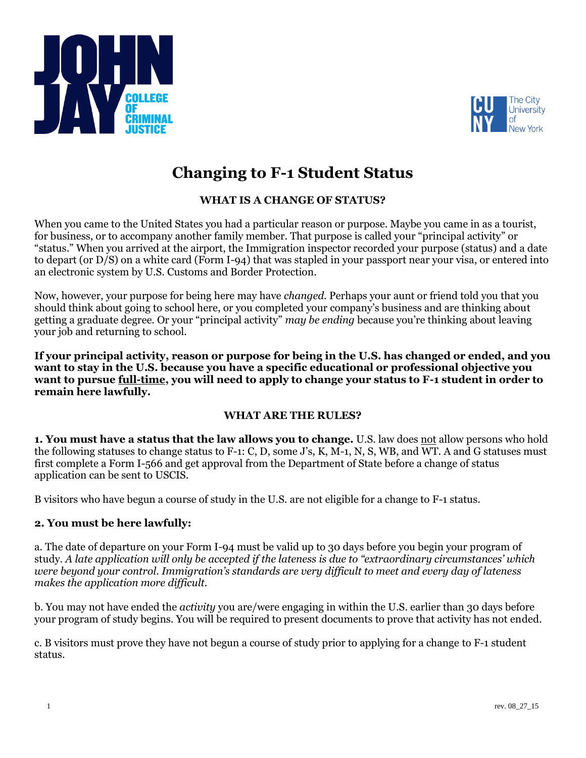# Changing to F-1 Student Status

## WHAT IS A CHANGE OF STATUS?

When you came to the United States you had a particular reason or purpose. Maybe you came in as a tourist, for business, or to accompany another family member. That purpose is called your "principal activity" or "status." When you arrived at the airport, the Immigration inspector recorded your purpose (status) and a date to depart (or D/S) on a white card (Form I-94) that was stapled in your passport near your visa, or entered into an electronic system by U.S. Customs and Border Protection.

Now, however, your purpose for being here may have *changed.* Perhaps your aunt or friend told you that you should think about going to school here, or you completed your company's business and are thinking about getting a graduate degree. Or your "principal activity" *may be ending* because you're thinking about leaving your job and returning to school.

**If your principal activity, reason or purpose for being in the U.S. has changed or ended, and you want to stay in the U.S. because you have a specific educational or professional objective you want to pursue full-time, you will need to apply to change your status to F-1 student in order to remain here lawfully.**

## WHAT ARE THE RULES?

**1. You must have a status that the law allows you to change.** U.S. law does not allow persons who hold the following statuses to change status to F-1: C, D, some J's, K, M-1, N, S, WB, and WT. A and G statuses must first complete a Form I-566 and get approval from the Department of State before a change of status application can be sent to USCIS.

B visitors who have begun a course of study in the U.S. are not eligible for a change to F-1 status.

**2. You must be here lawfully:**

a. The date of departure on your Form I-94 must be valid up to 30 days before you begin your program of study. *A late application will only be accepted if the lateness is due to "extraordinary circumstances' which were beyond your control. Immigration's standards are very difficult to meet and every day of lateness makes the application more difficult.*

b. You may not have ended the *activity* you are/were engaging in within the U.S. earlier than 30 days before your program of study begins. You will be required to present documents to prove that activity has not ended.

c. B visitors must prove they have not begun a course of study prior to applying for a change to F-1 student status.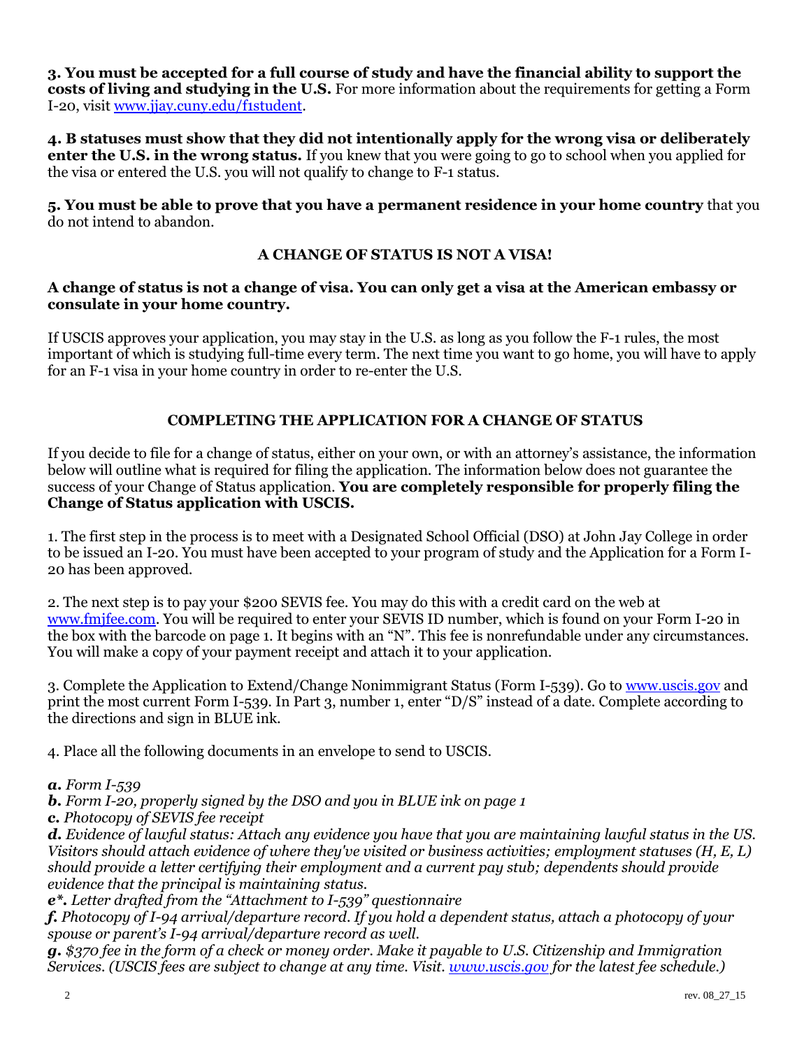**3. You must be accepted for a full course of study and have the financial ability to support the costs of living and studying in the U.S.** For more information about the requirements for getting a Form I-20, visit [www.jjay.cuny.edu/f1student](http://www.jjay.cuny.edu/f1student).

**4. B statuses must show that they did not intentionally apply for the wrong visa or deliberately enter the U.S. in the wrong status.** If you knew that you were going to go to school when you applied for the visa or entered the U.S. you will not qualify to change to F-1 status.

**5. You must be able to prove that you have a permanent residence in your home country** that you do not intend to abandon.

## A CHANGE OF STATUS IS NOT A VISA!

**A change of status is not a change of visa. You can only get a visa at the American embassy or consulate in your home country.**

If USCIS approves your application, you may stay in the U.S. as long as you follow the F-1 rules, the most important of which is studying full-time every term. The next time you want to go home, you will have to apply for an F-1 visa in your home country in order to re-enter the U.S.

## COMPLETING THE APPLICATION FOR A CHANGE OF STATUS

If you decide to file for a change of status, either on your own, or with an attorney's assistance, the information below will outline what is required for filing the application. The information below does not guarantee the success of your Change of Status application. **You are completely responsible for properly filing the Change of Status application with USCIS.**

1. The first step in the process is to meet with a Designated School Official (DSO) at John Jay College in order to be issued an I-20. You must have been accepted to your program of study and the Application for a Form I-20 has been approved.

2. The next step is to pay your $200 SEVIS fee. You may do this with a credit card on the web at [www.fmjfee.com](http://www.fmjfee.com). You will be required to enter your SEVIS ID number, which is found on your Form I-20 in the box with the barcode on page 1. It begins with an "N". This fee is nonrefundable under any circumstances. You will make a copy of your payment receipt and attach it to your application.

3. Complete the Application to Extend/Change Nonimmigrant Status (Form I-539). Go to [www.uscis.gov](http://www.uscis.gov) and print the most current Form I-539. In Part 3, number 1, enter "D/S" instead of a date. Complete according to the directions and sign in BLUE ink.

4. Place all the following documents in an envelope to send to USCIS.

***a.*** *Form I-539*
***b.*** *Form I-20, properly signed by the DSO and you in BLUE ink on page 1*
***c.*** *Photocopy of SEVIS fee receipt*
***d.*** *Evidence of lawful status: Attach any evidence you have that you are maintaining lawful status in the US. Visitors should attach evidence of where they've visited or business activities; employment statuses (H, E, L) should provide a letter certifying their employment and a current pay stub; dependents should provide evidence that the principal is maintaining status.*
***e\*.*** *Letter drafted from the "Attachment to I-539" questionnaire*
***f.*** *Photocopy of I-94 arrival/departure record. If you hold a dependent status, attach a photocopy of your spouse or parent's I-94 arrival/departure record as well.*
***g.*** *$370 fee in the form of a check or money order. Make it payable to U.S. Citizenship and Immigration Services. (USCIS fees are subject to change at any time. Visit [www.uscis.gov](http://www.uscis.gov) for the latest fee schedule.)*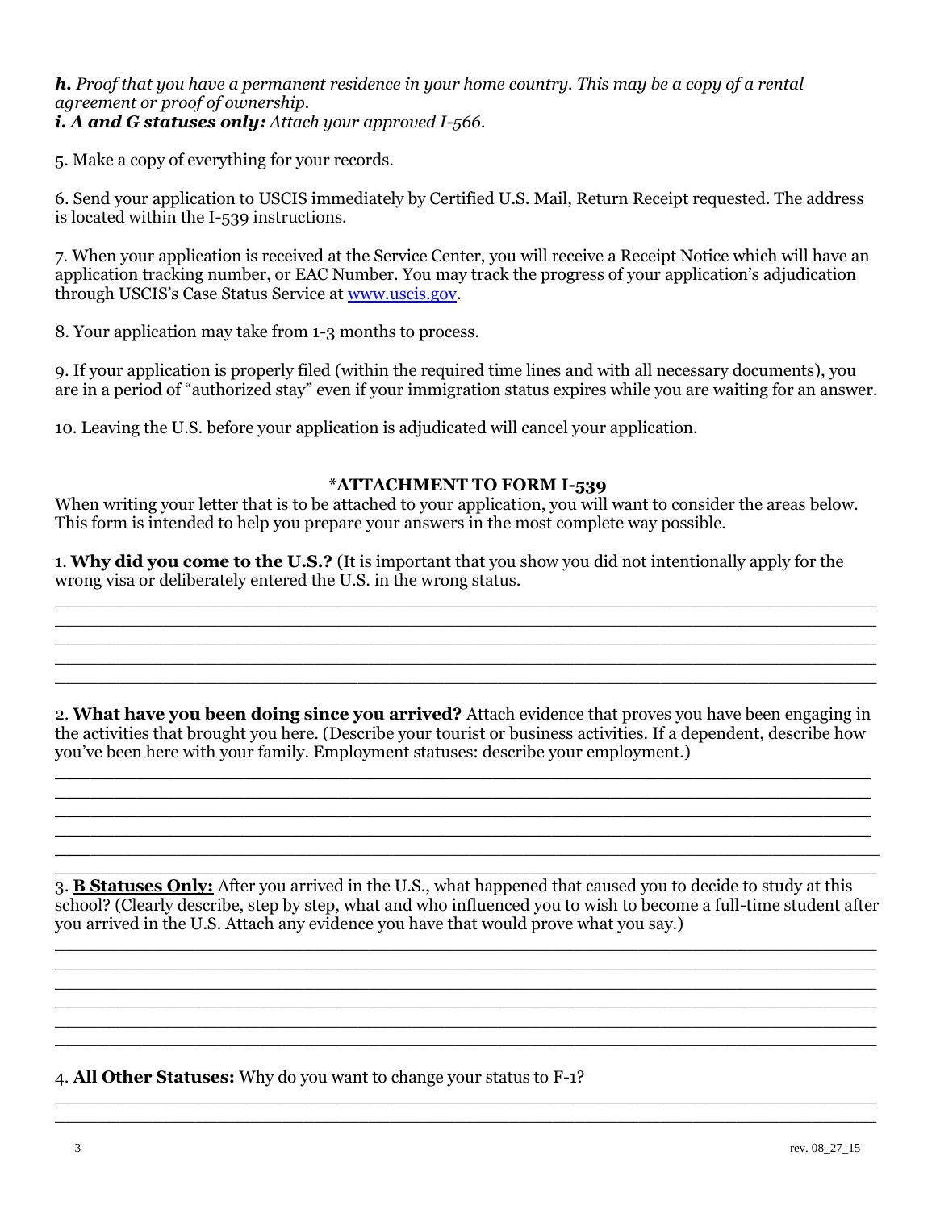***h.*** *Proof that you have a permanent residence in your home country. This may be a copy of a rental agreement or proof of ownership.*
***i. A and G statuses only:*** *Attach your approved I-566.*

5. Make a copy of everything for your records.

6. Send your application to USCIS immediately by Certified U.S. Mail, Return Receipt requested. The address is located within the I-539 instructions.

7. When your application is received at the Service Center, you will receive a Receipt Notice which will have an application tracking number, or EAC Number. You may track the progress of your application's adjudication through USCIS's Case Status Service at [www.uscis.gov](www.uscis.gov).

8. Your application may take from 1-3 months to process.

9. If your application is properly filed (within the required time lines and with all necessary documents), you are in a period of "authorized stay" even if your immigration status expires while you are waiting for an answer.

10. Leaving the U.S. before your application is adjudicated will cancel your application.

## *ATTACHMENT TO FORM I-539

When writing your letter that is to be attached to your application, you will want to consider the areas below. This form is intended to help you prepare your answers in the most complete way possible.

1. **Why did you come to the U.S.?** (It is important that you show you did not intentionally apply for the wrong visa or deliberately entered the U.S. in the wrong status.

_______________________________________________________________________________
_______________________________________________________________________________
_______________________________________________________________________________
_______________________________________________________________________________
_______________________________________________________________________________

2. **What have you been doing since you arrived?** Attach evidence that proves you have been engaging in the activities that brought you here. (Describe your tourist or business activities. If a dependent, describe how you've been here with your family. Employment statuses: describe your employment.)

_______________________________________________________________________________
_______________________________________________________________________________
_______________________________________________________________________________
_______________________________________________________________________________
_______________________________________________________________________________

3. **<u>B Statuses Only:</u>** After you arrived in the U.S., what happened that caused you to decide to study at this school? (Clearly describe, step by step, what and who influenced you to wish to become a full-time student after you arrived in the U.S. Attach any evidence you have that would prove what you say.)

_______________________________________________________________________________
_______________________________________________________________________________
_______________________________________________________________________________
_______________________________________________________________________________
_______________________________________________________________________________
_______________________________________________________________________________

4. **All Other Statuses:** Why do you want to change your status to F-1?

_______________________________________________________________________________
_______________________________________________________________________________

rev. 08_27_15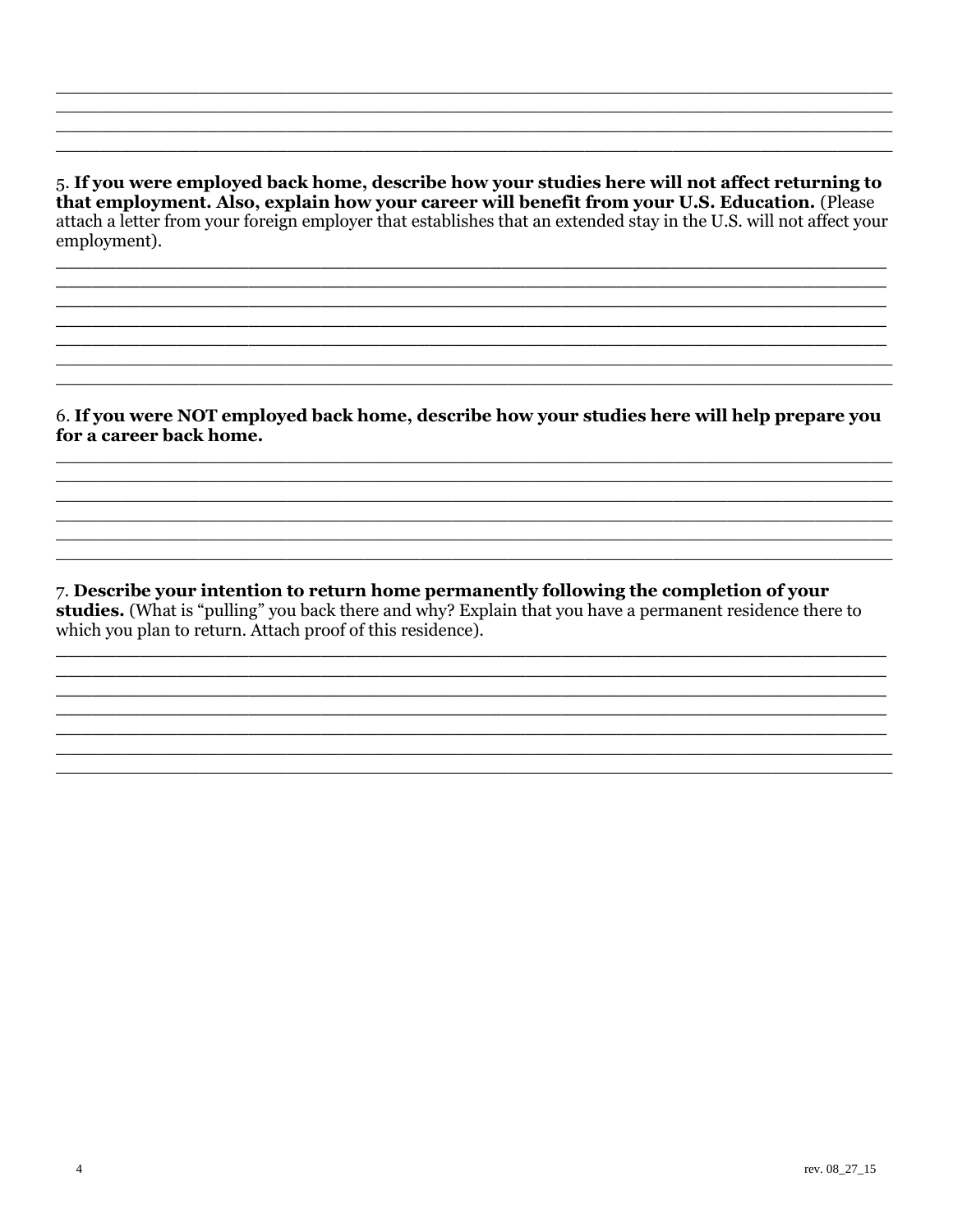5. **If you were employed back home, describe how your studies here will not affect returning to that employment. Also, explain how your career will benefit from your U.S. Education.** (Please attach a letter from your foreign employer that establishes that an extended stay in the U.S. will not affect your employment).

6. **If you were NOT employed back home, describe how your studies here will help prepare you for a career back home.**

7. **Describe your intention to return home permanently following the completion of your studies.** (What is "pulling" you back there and why? Explain that you have a permanent residence there to which you plan to return. Attach proof of this residence).

rev. 08_27_15